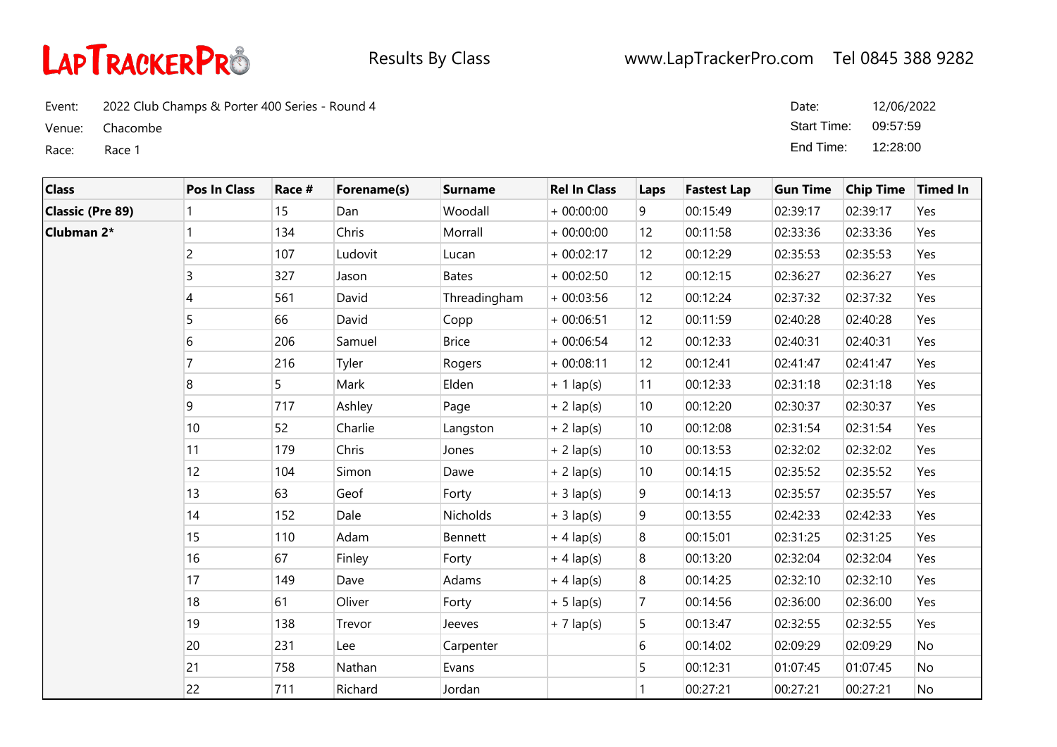# LapTrackerPro

Results By Class

www.LapTrackerPro.com Tel 0845 388 9282

Event: 2022 Club Champs & Porter 400 Series - Round 4
Venue: Chacombe
Race: Race 1

Date: 12/06/2022
Start Time: 09:57:59
End Time: 12:28:00

| Class | Pos In Class | Race # | Forename(s) | Surname | Rel In Class | Laps | Fastest Lap | Gun Time | Chip Time | Timed In |
|---|---|---|---|---|---|---|---|---|---|---|
| **Classic (Pre 89)** | 1 | 15 | Dan | Woodall | + 00:00:00 | 9 | 00:15:49 | 02:39:17 | 02:39:17 | Yes |
| **Clubman 2*** | 1 | 134 | Chris | Morrall | + 00:00:00 | 12 | 00:11:58 | 02:33:36 | 02:33:36 | Yes |
| | 2 | 107 | Ludovit | Lucan | + 00:02:17 | 12 | 00:12:29 | 02:35:53 | 02:35:53 | Yes |
| | 3 | 327 | Jason | Bates | + 00:02:50 | 12 | 00:12:15 | 02:36:27 | 02:36:27 | Yes |
| | 4 | 561 | David | Threadingham | + 00:03:56 | 12 | 00:12:24 | 02:37:32 | 02:37:32 | Yes |
| | 5 | 66 | David | Copp | + 00:06:51 | 12 | 00:11:59 | 02:40:28 | 02:40:28 | Yes |
| | 6 | 206 | Samuel | Brice | + 00:06:54 | 12 | 00:12:33 | 02:40:31 | 02:40:31 | Yes |
| | 7 | 216 | Tyler | Rogers | + 00:08:11 | 12 | 00:12:41 | 02:41:47 | 02:41:47 | Yes |
| | 8 | 5 | Mark | Elden | + 1 lap(s) | 11 | 00:12:33 | 02:31:18 | 02:31:18 | Yes |
| | 9 | 717 | Ashley | Page | + 2 lap(s) | 10 | 00:12:20 | 02:30:37 | 02:30:37 | Yes |
| | 10 | 52 | Charlie | Langston | + 2 lap(s) | 10 | 00:12:08 | 02:31:54 | 02:31:54 | Yes |
| | 11 | 179 | Chris | Jones | + 2 lap(s) | 10 | 00:13:53 | 02:32:02 | 02:32:02 | Yes |
| | 12 | 104 | Simon | Dawe | + 2 lap(s) | 10 | 00:14:15 | 02:35:52 | 02:35:52 | Yes |
| | 13 | 63 | Geof | Forty | + 3 lap(s) | 9 | 00:14:13 | 02:35:57 | 02:35:57 | Yes |
| | 14 | 152 | Dale | Nicholds | + 3 lap(s) | 9 | 00:13:55 | 02:42:33 | 02:42:33 | Yes |
| | 15 | 110 | Adam | Bennett | + 4 lap(s) | 8 | 00:15:01 | 02:31:25 | 02:31:25 | Yes |
| | 16 | 67 | Finley | Forty | + 4 lap(s) | 8 | 00:13:20 | 02:32:04 | 02:32:04 | Yes |
| | 17 | 149 | Dave | Adams | + 4 lap(s) | 8 | 00:14:25 | 02:32:10 | 02:32:10 | Yes |
| | 18 | 61 | Oliver | Forty | + 5 lap(s) | 7 | 00:14:56 | 02:36:00 | 02:36:00 | Yes |
| | 19 | 138 | Trevor | Jeeves | + 7 lap(s) | 5 | 00:13:47 | 02:32:55 | 02:32:55 | Yes |
| | 20 | 231 | Lee | Carpenter | | 6 | 00:14:02 | 02:09:29 | 02:09:29 | No |
| | 21 | 758 | Nathan | Evans | | 5 | 00:12:31 | 01:07:45 | 01:07:45 | No |
| | 22 | 711 | Richard | Jordan | | 1 | 00:27:21 | 00:27:21 | 00:27:21 | No |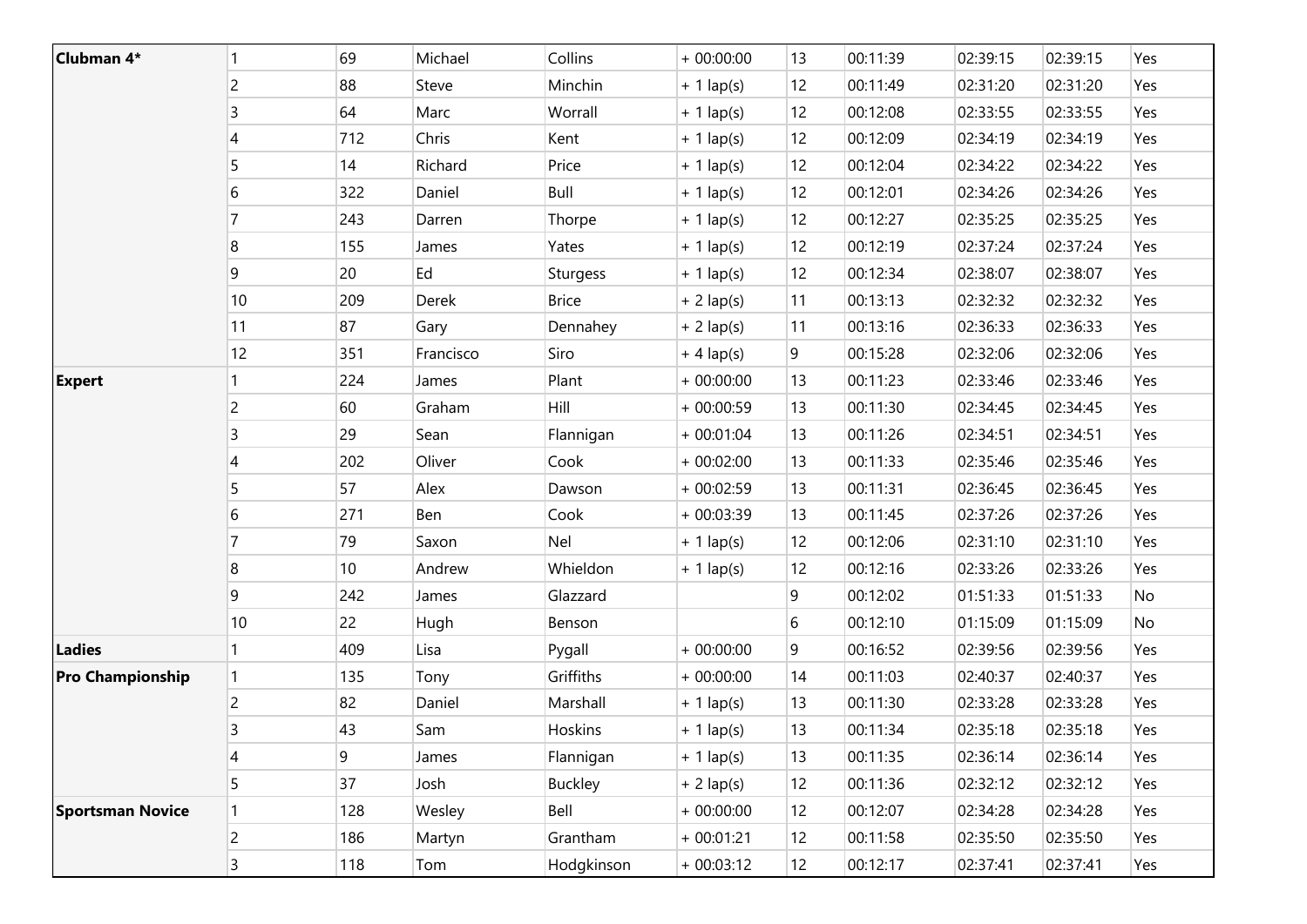| | | | | | | | | | | |
|---|---|---|---|---|---|---|---|---|---|---|
| **Clubman 4*** | 1 | 69 | Michael | Collins | + 00:00:00 | 13 | 00:11:39 | 02:39:15 | 02:39:15 | Yes |
| | 2 | 88 | Steve | Minchin | + 1 lap(s) | 12 | 00:11:49 | 02:31:20 | 02:31:20 | Yes |
| | 3 | 64 | Marc | Worrall | + 1 lap(s) | 12 | 00:12:08 | 02:33:55 | 02:33:55 | Yes |
| | 4 | 712 | Chris | Kent | + 1 lap(s) | 12 | 00:12:09 | 02:34:19 | 02:34:19 | Yes |
| | 5 | 14 | Richard | Price | + 1 lap(s) | 12 | 00:12:04 | 02:34:22 | 02:34:22 | Yes |
| | 6 | 322 | Daniel | Bull | + 1 lap(s) | 12 | 00:12:01 | 02:34:26 | 02:34:26 | Yes |
| | 7 | 243 | Darren | Thorpe | + 1 lap(s) | 12 | 00:12:27 | 02:35:25 | 02:35:25 | Yes |
| | 8 | 155 | James | Yates | + 1 lap(s) | 12 | 00:12:19 | 02:37:24 | 02:37:24 | Yes |
| | 9 | 20 | Ed | Sturgess | + 1 lap(s) | 12 | 00:12:34 | 02:38:07 | 02:38:07 | Yes |
| | 10 | 209 | Derek | Brice | + 2 lap(s) | 11 | 00:13:13 | 02:32:32 | 02:32:32 | Yes |
| | 11 | 87 | Gary | Dennahey | + 2 lap(s) | 11 | 00:13:16 | 02:36:33 | 02:36:33 | Yes |
| | 12 | 351 | Francisco | Siro | + 4 lap(s) | 9 | 00:15:28 | 02:32:06 | 02:32:06 | Yes |
| **Expert** | 1 | 224 | James | Plant | + 00:00:00 | 13 | 00:11:23 | 02:33:46 | 02:33:46 | Yes |
| | 2 | 60 | Graham | Hill | + 00:00:59 | 13 | 00:11:30 | 02:34:45 | 02:34:45 | Yes |
| | 3 | 29 | Sean | Flannigan | + 00:01:04 | 13 | 00:11:26 | 02:34:51 | 02:34:51 | Yes |
| | 4 | 202 | Oliver | Cook | + 00:02:00 | 13 | 00:11:33 | 02:35:46 | 02:35:46 | Yes |
| | 5 | 57 | Alex | Dawson | + 00:02:59 | 13 | 00:11:31 | 02:36:45 | 02:36:45 | Yes |
| | 6 | 271 | Ben | Cook | + 00:03:39 | 13 | 00:11:45 | 02:37:26 | 02:37:26 | Yes |
| | 7 | 79 | Saxon | Nel | + 1 lap(s) | 12 | 00:12:06 | 02:31:10 | 02:31:10 | Yes |
| | 8 | 10 | Andrew | Whieldon | + 1 lap(s) | 12 | 00:12:16 | 02:33:26 | 02:33:26 | Yes |
| | 9 | 242 | James | Glazzard | | 9 | 00:12:02 | 01:51:33 | 01:51:33 | No |
| | 10 | 22 | Hugh | Benson | | 6 | 00:12:10 | 01:15:09 | 01:15:09 | No |
| **Ladies** | 1 | 409 | Lisa | Pygall | + 00:00:00 | 9 | 00:16:52 | 02:39:56 | 02:39:56 | Yes |
| **Pro Championship** | 1 | 135 | Tony | Griffiths | + 00:00:00 | 14 | 00:11:03 | 02:40:37 | 02:40:37 | Yes |
| | 2 | 82 | Daniel | Marshall | + 1 lap(s) | 13 | 00:11:30 | 02:33:28 | 02:33:28 | Yes |
| | 3 | 43 | Sam | Hoskins | + 1 lap(s) | 13 | 00:11:34 | 02:35:18 | 02:35:18 | Yes |
| | 4 | 9 | James | Flannigan | + 1 lap(s) | 13 | 00:11:35 | 02:36:14 | 02:36:14 | Yes |
| | 5 | 37 | Josh | Buckley | + 2 lap(s) | 12 | 00:11:36 | 02:32:12 | 02:32:12 | Yes |
| **Sportsman Novice** | 1 | 128 | Wesley | Bell | + 00:00:00 | 12 | 00:12:07 | 02:34:28 | 02:34:28 | Yes |
| | 2 | 186 | Martyn | Grantham | + 00:01:21 | 12 | 00:11:58 | 02:35:50 | 02:35:50 | Yes |
| | 3 | 118 | Tom | Hodgkinson | + 00:03:12 | 12 | 00:12:17 | 02:37:41 | 02:37:41 | Yes |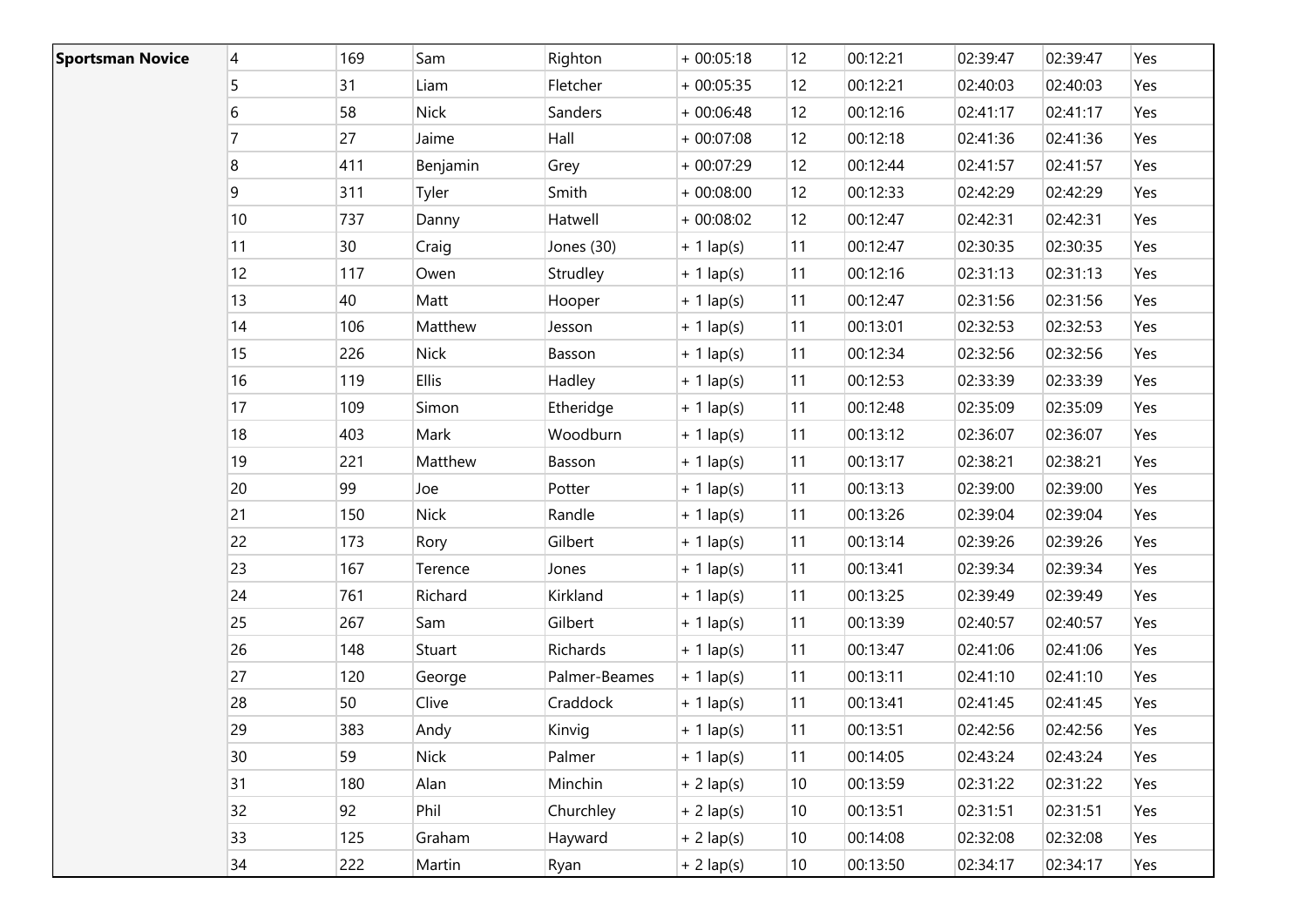| Sportsman Novice | 4 | 169 | Sam | Righton | + 00:05:18 | 12 | 00:12:21 | 02:39:47 | 02:39:47 | Yes |
|---|---|---|---|---|---|---|---|---|---|---|
| | 5 | 31 | Liam | Fletcher | + 00:05:35 | 12 | 00:12:21 | 02:40:03 | 02:40:03 | Yes |
| | 6 | 58 | Nick | Sanders | + 00:06:48 | 12 | 00:12:16 | 02:41:17 | 02:41:17 | Yes |
| | 7 | 27 | Jaime | Hall | + 00:07:08 | 12 | 00:12:18 | 02:41:36 | 02:41:36 | Yes |
| | 8 | 411 | Benjamin | Grey | + 00:07:29 | 12 | 00:12:44 | 02:41:57 | 02:41:57 | Yes |
| | 9 | 311 | Tyler | Smith | + 00:08:00 | 12 | 00:12:33 | 02:42:29 | 02:42:29 | Yes |
| | 10 | 737 | Danny | Hatwell | + 00:08:02 | 12 | 00:12:47 | 02:42:31 | 02:42:31 | Yes |
| | 11 | 30 | Craig | Jones (30) | + 1 lap(s) | 11 | 00:12:47 | 02:30:35 | 02:30:35 | Yes |
| | 12 | 117 | Owen | Strudley | + 1 lap(s) | 11 | 00:12:16 | 02:31:13 | 02:31:13 | Yes |
| | 13 | 40 | Matt | Hooper | + 1 lap(s) | 11 | 00:12:47 | 02:31:56 | 02:31:56 | Yes |
| | 14 | 106 | Matthew | Jesson | + 1 lap(s) | 11 | 00:13:01 | 02:32:53 | 02:32:53 | Yes |
| | 15 | 226 | Nick | Basson | + 1 lap(s) | 11 | 00:12:34 | 02:32:56 | 02:32:56 | Yes |
| | 16 | 119 | Ellis | Hadley | + 1 lap(s) | 11 | 00:12:53 | 02:33:39 | 02:33:39 | Yes |
| | 17 | 109 | Simon | Etheridge | + 1 lap(s) | 11 | 00:12:48 | 02:35:09 | 02:35:09 | Yes |
| | 18 | 403 | Mark | Woodburn | + 1 lap(s) | 11 | 00:13:12 | 02:36:07 | 02:36:07 | Yes |
| | 19 | 221 | Matthew | Basson | + 1 lap(s) | 11 | 00:13:17 | 02:38:21 | 02:38:21 | Yes |
| | 20 | 99 | Joe | Potter | + 1 lap(s) | 11 | 00:13:13 | 02:39:00 | 02:39:00 | Yes |
| | 21 | 150 | Nick | Randle | + 1 lap(s) | 11 | 00:13:26 | 02:39:04 | 02:39:04 | Yes |
| | 22 | 173 | Rory | Gilbert | + 1 lap(s) | 11 | 00:13:14 | 02:39:26 | 02:39:26 | Yes |
| | 23 | 167 | Terence | Jones | + 1 lap(s) | 11 | 00:13:41 | 02:39:34 | 02:39:34 | Yes |
| | 24 | 761 | Richard | Kirkland | + 1 lap(s) | 11 | 00:13:25 | 02:39:49 | 02:39:49 | Yes |
| | 25 | 267 | Sam | Gilbert | + 1 lap(s) | 11 | 00:13:39 | 02:40:57 | 02:40:57 | Yes |
| | 26 | 148 | Stuart | Richards | + 1 lap(s) | 11 | 00:13:47 | 02:41:06 | 02:41:06 | Yes |
| | 27 | 120 | George | Palmer-Beames | + 1 lap(s) | 11 | 00:13:11 | 02:41:10 | 02:41:10 | Yes |
| | 28 | 50 | Clive | Craddock | + 1 lap(s) | 11 | 00:13:41 | 02:41:45 | 02:41:45 | Yes |
| | 29 | 383 | Andy | Kinvig | + 1 lap(s) | 11 | 00:13:51 | 02:42:56 | 02:42:56 | Yes |
| | 30 | 59 | Nick | Palmer | + 1 lap(s) | 11 | 00:14:05 | 02:43:24 | 02:43:24 | Yes |
| | 31 | 180 | Alan | Minchin | + 2 lap(s) | 10 | 00:13:59 | 02:31:22 | 02:31:22 | Yes |
| | 32 | 92 | Phil | Churchley | + 2 lap(s) | 10 | 00:13:51 | 02:31:51 | 02:31:51 | Yes |
| | 33 | 125 | Graham | Hayward | + 2 lap(s) | 10 | 00:14:08 | 02:32:08 | 02:32:08 | Yes |
| | 34 | 222 | Martin | Ryan | + 2 lap(s) | 10 | 00:13:50 | 02:34:17 | 02:34:17 | Yes |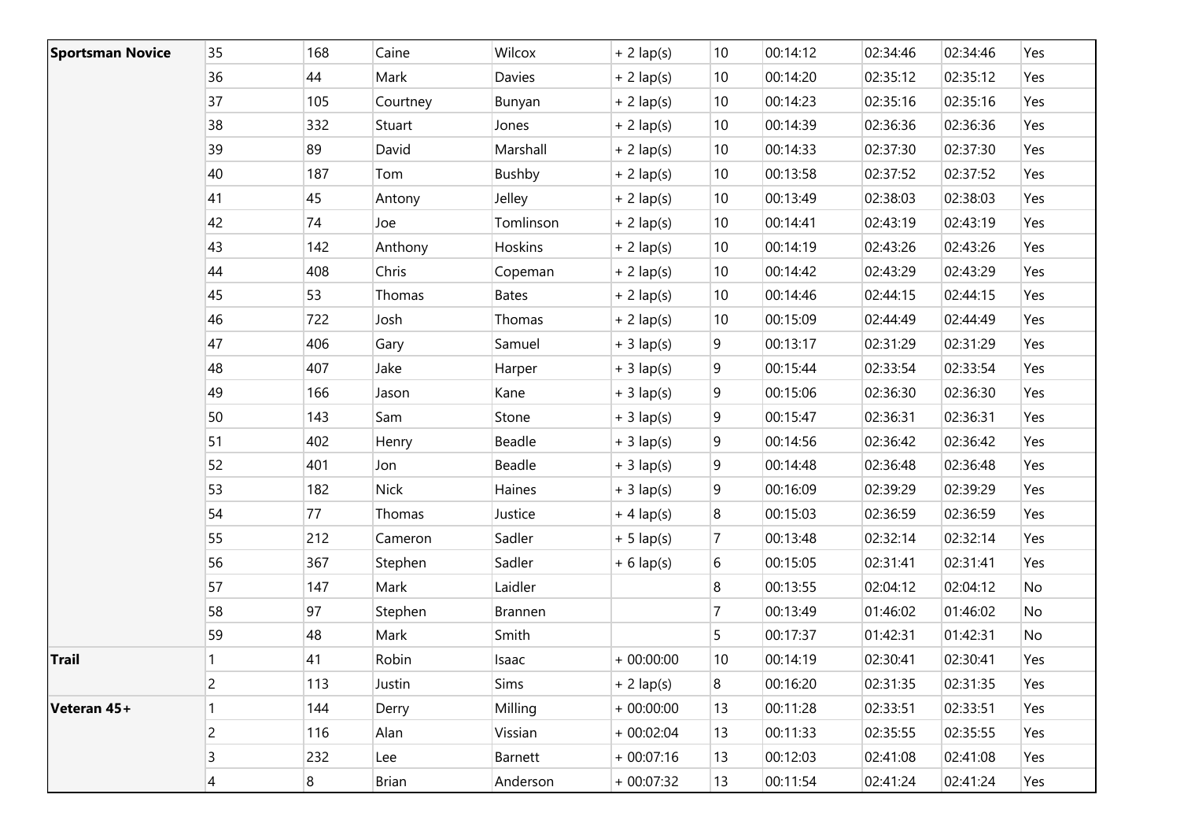| | | | | | | | | | | |
|---|---|---|---|---|---|---|---|---|---|---|
| **Sportsman Novice** | 35 | 168 | Caine | Wilcox | + 2 lap(s) | 10 | 00:14:12 | 02:34:46 | 02:34:46 | Yes |
| | 36 | 44 | Mark | Davies | + 2 lap(s) | 10 | 00:14:20 | 02:35:12 | 02:35:12 | Yes |
| | 37 | 105 | Courtney | Bunyan | + 2 lap(s) | 10 | 00:14:23 | 02:35:16 | 02:35:16 | Yes |
| | 38 | 332 | Stuart | Jones | + 2 lap(s) | 10 | 00:14:39 | 02:36:36 | 02:36:36 | Yes |
| | 39 | 89 | David | Marshall | + 2 lap(s) | 10 | 00:14:33 | 02:37:30 | 02:37:30 | Yes |
| | 40 | 187 | Tom | Bushby | + 2 lap(s) | 10 | 00:13:58 | 02:37:52 | 02:37:52 | Yes |
| | 41 | 45 | Antony | Jelley | + 2 lap(s) | 10 | 00:13:49 | 02:38:03 | 02:38:03 | Yes |
| | 42 | 74 | Joe | Tomlinson | + 2 lap(s) | 10 | 00:14:41 | 02:43:19 | 02:43:19 | Yes |
| | 43 | 142 | Anthony | Hoskins | + 2 lap(s) | 10 | 00:14:19 | 02:43:26 | 02:43:26 | Yes |
| | 44 | 408 | Chris | Copeman | + 2 lap(s) | 10 | 00:14:42 | 02:43:29 | 02:43:29 | Yes |
| | 45 | 53 | Thomas | Bates | + 2 lap(s) | 10 | 00:14:46 | 02:44:15 | 02:44:15 | Yes |
| | 46 | 722 | Josh | Thomas | + 2 lap(s) | 10 | 00:15:09 | 02:44:49 | 02:44:49 | Yes |
| | 47 | 406 | Gary | Samuel | + 3 lap(s) | 9 | 00:13:17 | 02:31:29 | 02:31:29 | Yes |
| | 48 | 407 | Jake | Harper | + 3 lap(s) | 9 | 00:15:44 | 02:33:54 | 02:33:54 | Yes |
| | 49 | 166 | Jason | Kane | + 3 lap(s) | 9 | 00:15:06 | 02:36:30 | 02:36:30 | Yes |
| | 50 | 143 | Sam | Stone | + 3 lap(s) | 9 | 00:15:47 | 02:36:31 | 02:36:31 | Yes |
| | 51 | 402 | Henry | Beadle | + 3 lap(s) | 9 | 00:14:56 | 02:36:42 | 02:36:42 | Yes |
| | 52 | 401 | Jon | Beadle | + 3 lap(s) | 9 | 00:14:48 | 02:36:48 | 02:36:48 | Yes |
| | 53 | 182 | Nick | Haines | + 3 lap(s) | 9 | 00:16:09 | 02:39:29 | 02:39:29 | Yes |
| | 54 | 77 | Thomas | Justice | + 4 lap(s) | 8 | 00:15:03 | 02:36:59 | 02:36:59 | Yes |
| | 55 | 212 | Cameron | Sadler | + 5 lap(s) | 7 | 00:13:48 | 02:32:14 | 02:32:14 | Yes |
| | 56 | 367 | Stephen | Sadler | + 6 lap(s) | 6 | 00:15:05 | 02:31:41 | 02:31:41 | Yes |
| | 57 | 147 | Mark | Laidler | | 8 | 00:13:55 | 02:04:12 | 02:04:12 | No |
| | 58 | 97 | Stephen | Brannen | | 7 | 00:13:49 | 01:46:02 | 01:46:02 | No |
| | 59 | 48 | Mark | Smith | | 5 | 00:17:37 | 01:42:31 | 01:42:31 | No |
| **Trail** | 1 | 41 | Robin | Isaac | + 00:00:00 | 10 | 00:14:19 | 02:30:41 | 02:30:41 | Yes |
| | 2 | 113 | Justin | Sims | + 2 lap(s) | 8 | 00:16:20 | 02:31:35 | 02:31:35 | Yes |
| **Veteran 45+** | 1 | 144 | Derry | Milling | + 00:00:00 | 13 | 00:11:28 | 02:33:51 | 02:33:51 | Yes |
| | 2 | 116 | Alan | Vissian | + 00:02:04 | 13 | 00:11:33 | 02:35:55 | 02:35:55 | Yes |
| | 3 | 232 | Lee | Barnett | + 00:07:16 | 13 | 00:12:03 | 02:41:08 | 02:41:08 | Yes |
| | 4 | 8 | Brian | Anderson | + 00:07:32 | 13 | 00:11:54 | 02:41:24 | 02:41:24 | Yes |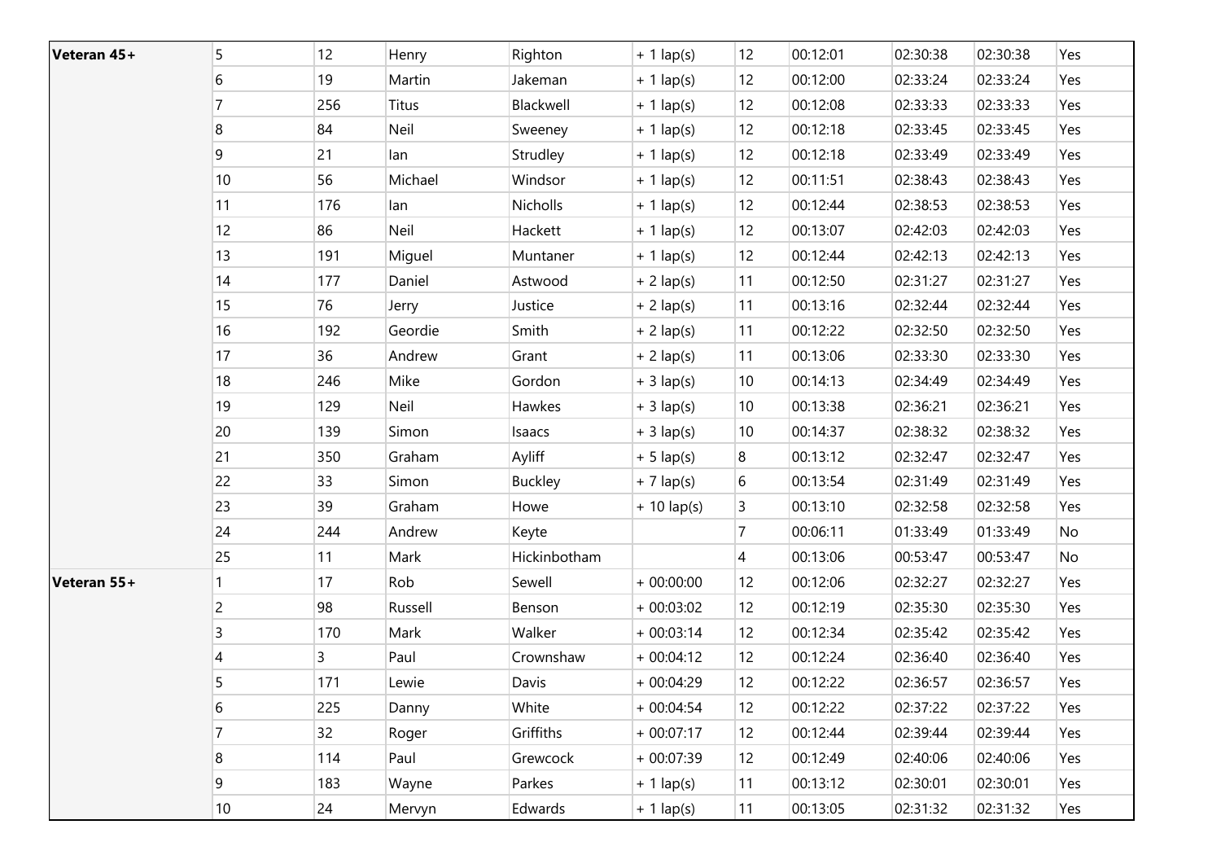| | | | | | | | | | | |
|---|---|---|---|---|---|---|---|---|---|---|
| **Veteran 45+** | 5 | 12 | Henry | Righton | + 1 lap(s) | 12 | 00:12:01 | 02:30:38 | 02:30:38 | Yes |
| | 6 | 19 | Martin | Jakeman | + 1 lap(s) | 12 | 00:12:00 | 02:33:24 | 02:33:24 | Yes |
| | 7 | 256 | Titus | Blackwell | + 1 lap(s) | 12 | 00:12:08 | 02:33:33 | 02:33:33 | Yes |
| | 8 | 84 | Neil | Sweeney | + 1 lap(s) | 12 | 00:12:18 | 02:33:45 | 02:33:45 | Yes |
| | 9 | 21 | Ian | Strudley | + 1 lap(s) | 12 | 00:12:18 | 02:33:49 | 02:33:49 | Yes |
| | 10 | 56 | Michael | Windsor | + 1 lap(s) | 12 | 00:11:51 | 02:38:43 | 02:38:43 | Yes |
| | 11 | 176 | Ian | Nicholls | + 1 lap(s) | 12 | 00:12:44 | 02:38:53 | 02:38:53 | Yes |
| | 12 | 86 | Neil | Hackett | + 1 lap(s) | 12 | 00:13:07 | 02:42:03 | 02:42:03 | Yes |
| | 13 | 191 | Miguel | Muntaner | + 1 lap(s) | 12 | 00:12:44 | 02:42:13 | 02:42:13 | Yes |
| | 14 | 177 | Daniel | Astwood | + 2 lap(s) | 11 | 00:12:50 | 02:31:27 | 02:31:27 | Yes |
| | 15 | 76 | Jerry | Justice | + 2 lap(s) | 11 | 00:13:16 | 02:32:44 | 02:32:44 | Yes |
| | 16 | 192 | Geordie | Smith | + 2 lap(s) | 11 | 00:12:22 | 02:32:50 | 02:32:50 | Yes |
| | 17 | 36 | Andrew | Grant | + 2 lap(s) | 11 | 00:13:06 | 02:33:30 | 02:33:30 | Yes |
| | 18 | 246 | Mike | Gordon | + 3 lap(s) | 10 | 00:14:13 | 02:34:49 | 02:34:49 | Yes |
| | 19 | 129 | Neil | Hawkes | + 3 lap(s) | 10 | 00:13:38 | 02:36:21 | 02:36:21 | Yes |
| | 20 | 139 | Simon | Isaacs | + 3 lap(s) | 10 | 00:14:37 | 02:38:32 | 02:38:32 | Yes |
| | 21 | 350 | Graham | Ayliff | + 5 lap(s) | 8 | 00:13:12 | 02:32:47 | 02:32:47 | Yes |
| | 22 | 33 | Simon | Buckley | + 7 lap(s) | 6 | 00:13:54 | 02:31:49 | 02:31:49 | Yes |
| | 23 | 39 | Graham | Howe | + 10 lap(s) | 3 | 00:13:10 | 02:32:58 | 02:32:58 | Yes |
| | 24 | 244 | Andrew | Keyte | | 7 | 00:06:11 | 01:33:49 | 01:33:49 | No |
| | 25 | 11 | Mark | Hickinbotham | | 4 | 00:13:06 | 00:53:47 | 00:53:47 | No |
| **Veteran 55+** | 1 | 17 | Rob | Sewell | + 00:00:00 | 12 | 00:12:06 | 02:32:27 | 02:32:27 | Yes |
| | 2 | 98 | Russell | Benson | + 00:03:02 | 12 | 00:12:19 | 02:35:30 | 02:35:30 | Yes |
| | 3 | 170 | Mark | Walker | + 00:03:14 | 12 | 00:12:34 | 02:35:42 | 02:35:42 | Yes |
| | 4 | 3 | Paul | Crownshaw | + 00:04:12 | 12 | 00:12:24 | 02:36:40 | 02:36:40 | Yes |
| | 5 | 171 | Lewie | Davis | + 00:04:29 | 12 | 00:12:22 | 02:36:57 | 02:36:57 | Yes |
| | 6 | 225 | Danny | White | + 00:04:54 | 12 | 00:12:22 | 02:37:22 | 02:37:22 | Yes |
| | 7 | 32 | Roger | Griffiths | + 00:07:17 | 12 | 00:12:44 | 02:39:44 | 02:39:44 | Yes |
| | 8 | 114 | Paul | Grewcock | + 00:07:39 | 12 | 00:12:49 | 02:40:06 | 02:40:06 | Yes |
| | 9 | 183 | Wayne | Parkes | + 1 lap(s) | 11 | 00:13:12 | 02:30:01 | 02:30:01 | Yes |
| | 10 | 24 | Mervyn | Edwards | + 1 lap(s) | 11 | 00:13:05 | 02:31:32 | 02:31:32 | Yes |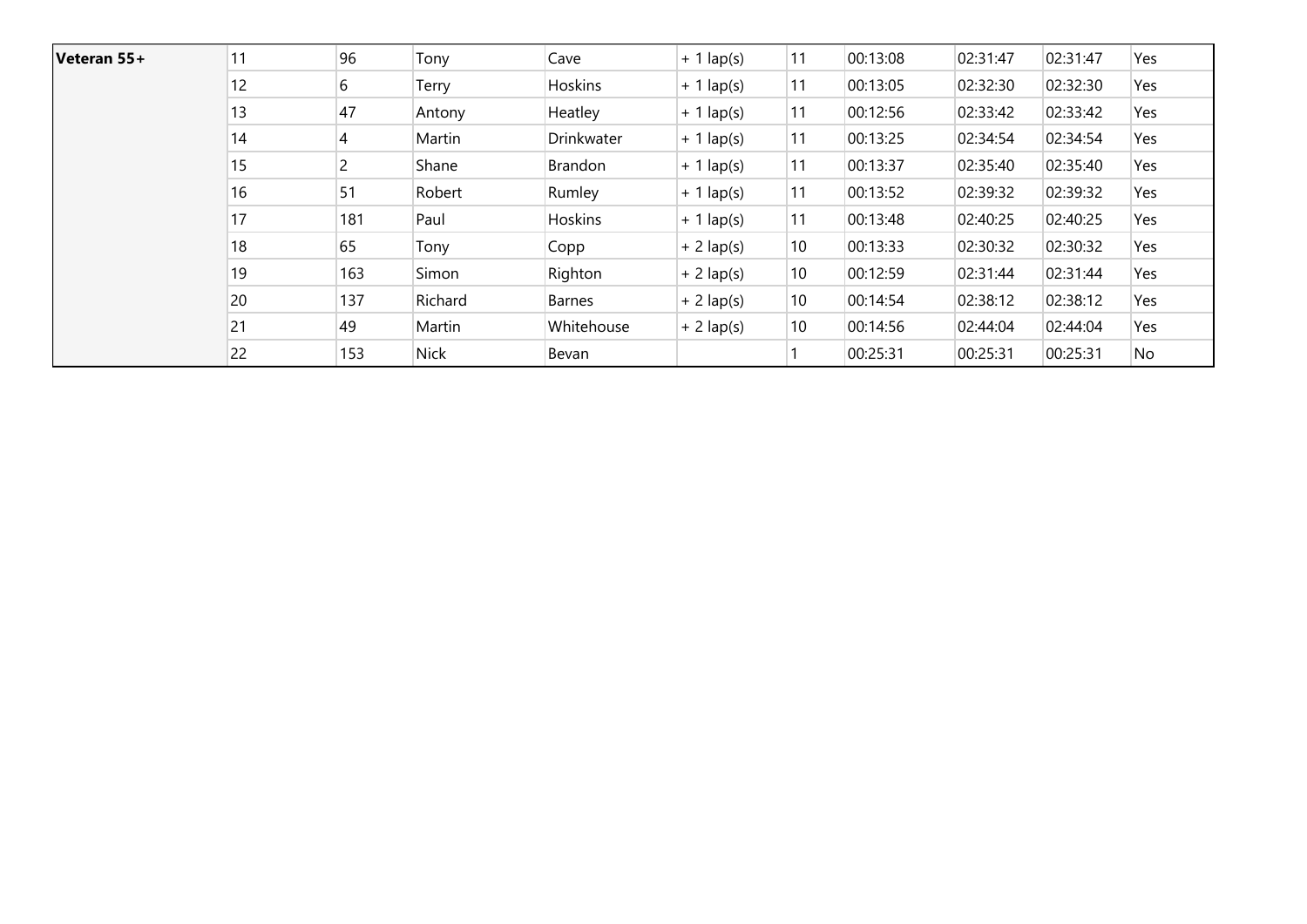| | | | | | | | | | | |
|---|---|---|---|---|---|---|---|---|---|---|
| **Veteran 55+** | 11 | 96 | Tony | Cave | + 1 lap(s) | 11 | 00:13:08 | 02:31:47 | 02:31:47 | Yes |
| | 12 | 6 | Terry | Hoskins | + 1 lap(s) | 11 | 00:13:05 | 02:32:30 | 02:32:30 | Yes |
| | 13 | 47 | Antony | Heatley | + 1 lap(s) | 11 | 00:12:56 | 02:33:42 | 02:33:42 | Yes |
| | 14 | 4 | Martin | Drinkwater | + 1 lap(s) | 11 | 00:13:25 | 02:34:54 | 02:34:54 | Yes |
| | 15 | 2 | Shane | Brandon | + 1 lap(s) | 11 | 00:13:37 | 02:35:40 | 02:35:40 | Yes |
| | 16 | 51 | Robert | Rumley | + 1 lap(s) | 11 | 00:13:52 | 02:39:32 | 02:39:32 | Yes |
| | 17 | 181 | Paul | Hoskins | + 1 lap(s) | 11 | 00:13:48 | 02:40:25 | 02:40:25 | Yes |
| | 18 | 65 | Tony | Copp | + 2 lap(s) | 10 | 00:13:33 | 02:30:32 | 02:30:32 | Yes |
| | 19 | 163 | Simon | Righton | + 2 lap(s) | 10 | 00:12:59 | 02:31:44 | 02:31:44 | Yes |
| | 20 | 137 | Richard | Barnes | + 2 lap(s) | 10 | 00:14:54 | 02:38:12 | 02:38:12 | Yes |
| | 21 | 49 | Martin | Whitehouse | + 2 lap(s) | 10 | 00:14:56 | 02:44:04 | 02:44:04 | Yes |
| | 22 | 153 | Nick | Bevan | | 1 | 00:25:31 | 00:25:31 | 00:25:31 | No |